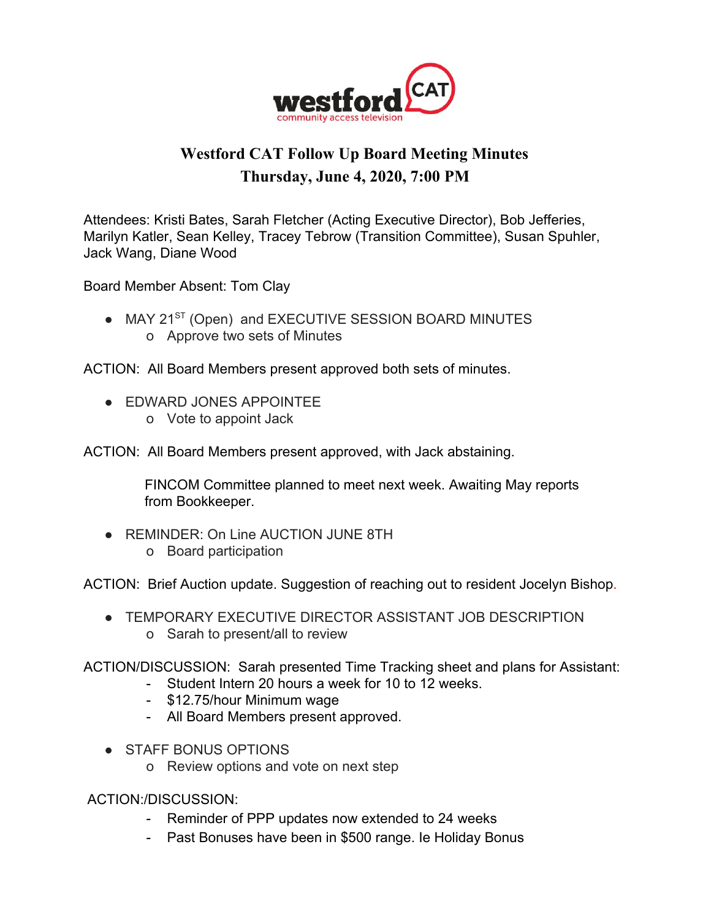westford CAT
community access television

# Westford CAT Follow Up Board Meeting Minutes
## Thursday, June 4, 2020, 7:00 PM

Attendees: Kristi Bates, Sarah Fletcher (Acting Executive Director), Bob Jefferies, Marilyn Katler, Sean Kelley, Tracey Tebrow (Transition Committee), Susan Spuhler, Jack Wang, Diane Wood

Board Member Absent: Tom Clay

- MAY 21ST (Open) and EXECUTIVE SESSION BOARD MINUTES
  - o Approve two sets of Minutes

ACTION: All Board Members present approved both sets of minutes.

- EDWARD JONES APPOINTEE
  - o Vote to appoint Jack

ACTION: All Board Members present approved, with Jack abstaining.

FINCOM Committee planned to meet next week. Awaiting May reports from Bookkeeper.

- REMINDER: On Line AUCTION JUNE 8TH
  - o Board participation

ACTION: Brief Auction update. Suggestion of reaching out to resident Jocelyn Bishop.

- TEMPORARY EXECUTIVE DIRECTOR ASSISTANT JOB DESCRIPTION
  - o Sarah to present/all to review

ACTION/DISCUSSION: Sarah presented Time Tracking sheet and plans for Assistant:

- Student Intern 20 hours a week for 10 to 12 weeks.
- $12.75/hour Minimum wage
- All Board Members present approved.

- STAFF BONUS OPTIONS
  - o Review options and vote on next step

ACTION:/DISCUSSION:

- Reminder of PPP updates now extended to 24 weeks
- Past Bonuses have been in $500 range. Ie Holiday Bonus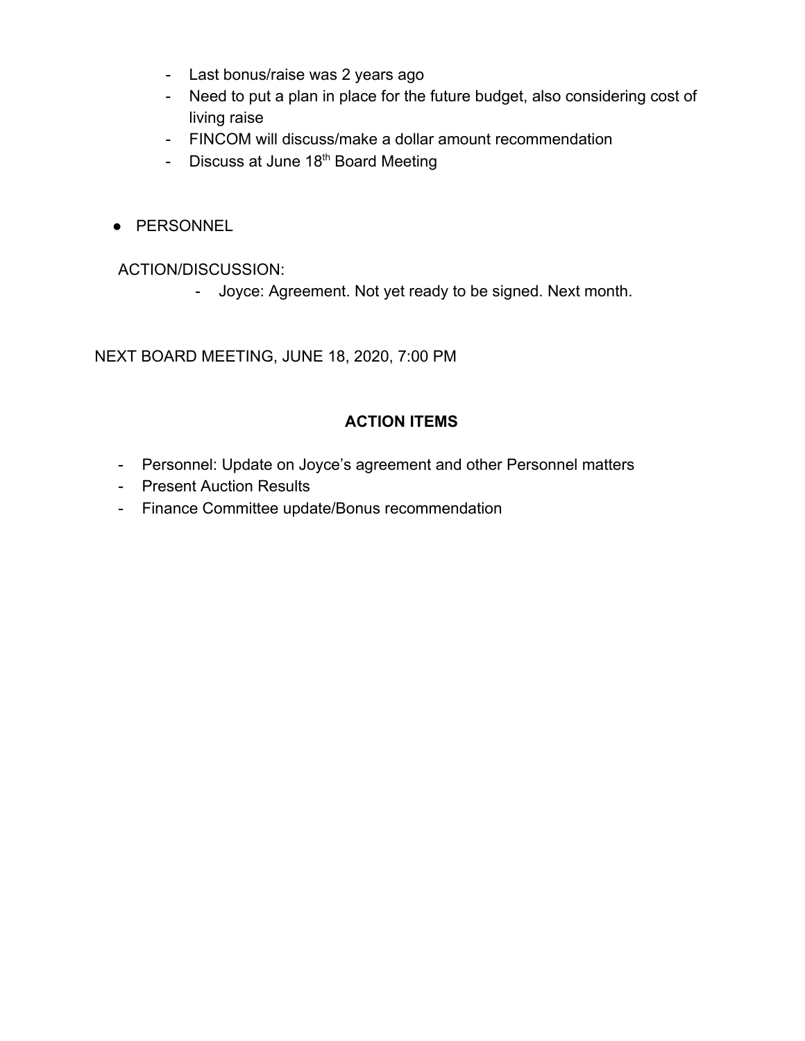- Last bonus/raise was 2 years ago
- Need to put a plan in place for the future budget, also considering cost of living raise
- FINCOM will discuss/make a dollar amount recommendation
- Discuss at June 18th Board Meeting

- PERSONNEL

ACTION/DISCUSSION:

- Joyce: Agreement. Not yet ready to be signed. Next month.

NEXT BOARD MEETING, JUNE 18, 2020, 7:00 PM

**ACTION ITEMS**

- Personnel: Update on Joyce's agreement and other Personnel matters
- Present Auction Results
- Finance Committee update/Bonus recommendation